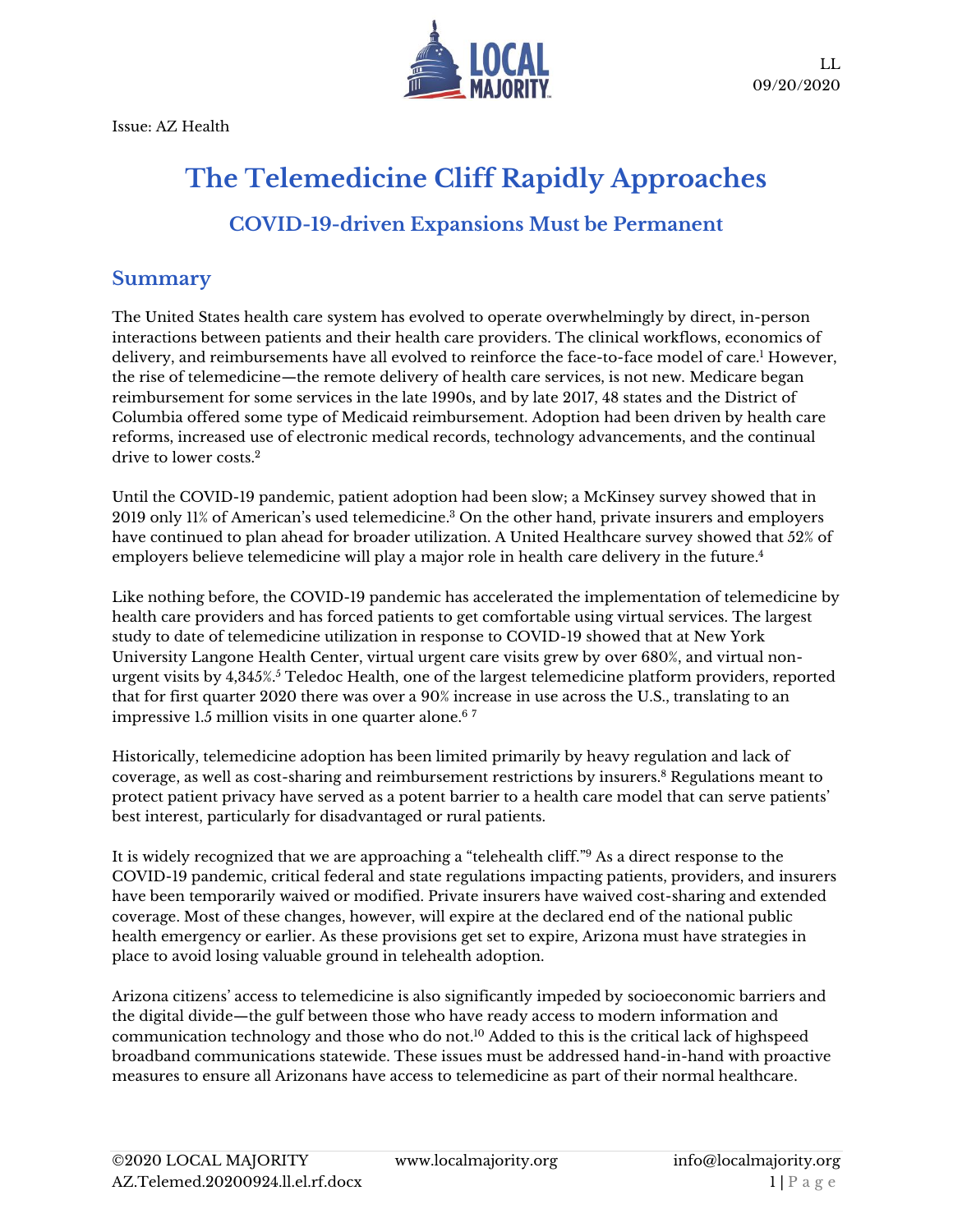Issue: AZ Health

LL
09/20/2020

# The Telemedicine Cliff Rapidly Approaches

### COVID-19-driven Expansions Must be Permanent

## Summary

The United States health care system has evolved to operate overwhelmingly by direct, in-person interactions between patients and their health care providers. The clinical workflows, economics of delivery, and reimbursements have all evolved to reinforce the face-to-face model of care.[1] However, the rise of telemedicine—the remote delivery of health care services, is not new. Medicare began reimbursement for some services in the late 1990s, and by late 2017, 48 states and the District of Columbia offered some type of Medicaid reimbursement. Adoption had been driven by health care reforms, increased use of electronic medical records, technology advancements, and the continual drive to lower costs.[2]

Until the COVID-19 pandemic, patient adoption had been slow; a McKinsey survey showed that in 2019 only 11% of American's used telemedicine.[3] On the other hand, private insurers and employers have continued to plan ahead for broader utilization. A United Healthcare survey showed that 52% of employers believe telemedicine will play a major role in health care delivery in the future.[4]

Like nothing before, the COVID-19 pandemic has accelerated the implementation of telemedicine by health care providers and has forced patients to get comfortable using virtual services. The largest study to date of telemedicine utilization in response to COVID-19 showed that at New York University Langone Health Center, virtual urgent care visits grew by over 680%, and virtual non-urgent visits by 4,345%.[5] Teledoc Health, one of the largest telemedicine platform providers, reported that for first quarter 2020 there was over a 90% increase in use across the U.S., translating to an impressive 1.5 million visits in one quarter alone.[6] [7]

Historically, telemedicine adoption has been limited primarily by heavy regulation and lack of coverage, as well as cost-sharing and reimbursement restrictions by insurers.[8] Regulations meant to protect patient privacy have served as a potent barrier to a health care model that can serve patients' best interest, particularly for disadvantaged or rural patients.

It is widely recognized that we are approaching a "telehealth cliff."[9] As a direct response to the COVID-19 pandemic, critical federal and state regulations impacting patients, providers, and insurers have been temporarily waived or modified. Private insurers have waived cost-sharing and extended coverage. Most of these changes, however, will expire at the declared end of the national public health emergency or earlier. As these provisions get set to expire, Arizona must have strategies in place to avoid losing valuable ground in telehealth adoption.

Arizona citizens' access to telemedicine is also significantly impeded by socioeconomic barriers and the digital divide—the gulf between those who have ready access to modern information and communication technology and those who do not.[10] Added to this is the critical lack of highspeed broadband communications statewide. These issues must be addressed hand-in-hand with proactive measures to ensure all Arizonans have access to telemedicine as part of their normal healthcare.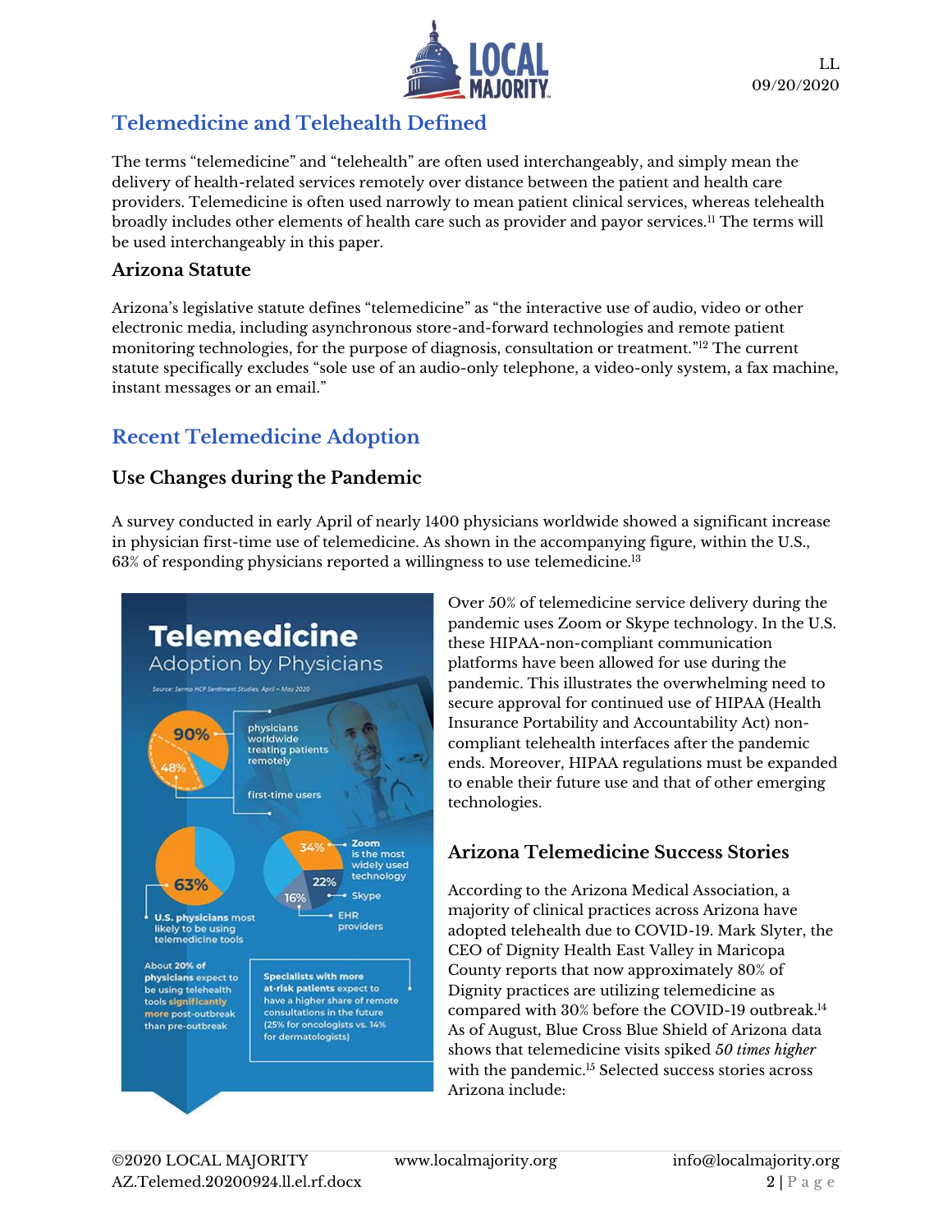## Telemedicine and Telehealth Defined

The terms "telemedicine" and "telehealth" are often used interchangeably, and simply mean the delivery of health-related services remotely over distance between the patient and health care providers. Telemedicine is often used narrowly to mean patient clinical services, whereas telehealth broadly includes other elements of health care such as provider and payor services.[11] The terms will be used interchangeably in this paper.

### Arizona Statute

Arizona's legislative statute defines "telemedicine" as "the interactive use of audio, video or other electronic media, including asynchronous store-and-forward technologies and remote patient monitoring technologies, for the purpose of diagnosis, consultation or treatment."[12] The current statute specifically excludes "sole use of an audio-only telephone, a video-only system, a fax machine, instant messages or an email."

## Recent Telemedicine Adoption

### Use Changes during the Pandemic

A survey conducted in early April of nearly 1400 physicians worldwide showed a significant increase in physician first-time use of telemedicine. As shown in the accompanying figure, within the U.S., 63% of responding physicians reported a willingness to use telemedicine.[13]

**Telemedicine Adoption by Physicians**

Source: Sermo HCP Sentiment Studies, April – May 2020

- 90% physicians worldwide treating patients remotely
- 48% first-time users
- 63% U.S. physicians most likely to be using telemedicine tools
- 34% Zoom is the most widely used technology
- 22% Skype
- 16% EHR providers
- About 20% of physicians expect to be using telehealth tools significantly more post-outbreak than pre-outbreak
- Specialists with more at-risk patients expect to have a higher share of remote consultations in the future (25% for oncologists vs. 14% for dermatologists)

Over 50% of telemedicine service delivery during the pandemic uses Zoom or Skype technology. In the U.S. these HIPAA-non-compliant communication platforms have been allowed for use during the pandemic. This illustrates the overwhelming need to secure approval for continued use of HIPAA (Health Insurance Portability and Accountability Act) non-compliant telehealth interfaces after the pandemic ends. Moreover, HIPAA regulations must be expanded to enable their future use and that of other emerging technologies.

### Arizona Telemedicine Success Stories

According to the Arizona Medical Association, a majority of clinical practices across Arizona have adopted telehealth due to COVID-19. Mark Slyter, the CEO of Dignity Health East Valley in Maricopa County reports that now approximately 80% of Dignity practices are utilizing telemedicine as compared with 30% before the COVID-19 outbreak.[14] As of August, Blue Cross Blue Shield of Arizona data shows that telemedicine visits spiked *50 times higher* with the pandemic.[15] Selected success stories across Arizona include: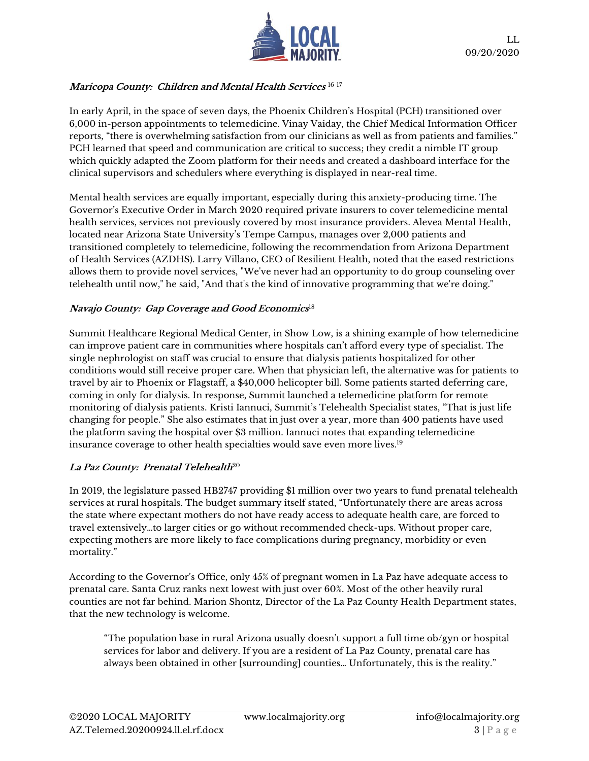***Maricopa County: Children and Mental Health Services*** [16] [17]

In early April, in the space of seven days, the Phoenix Children's Hospital (PCH) transitioned over 6,000 in-person appointments to telemedicine. Vinay Vaiday, the Chief Medical Information Officer reports, "there is overwhelming satisfaction from our clinicians as well as from patients and families." PCH learned that speed and communication are critical to success; they credit a nimble IT group which quickly adapted the Zoom platform for their needs and created a dashboard interface for the clinical supervisors and schedulers where everything is displayed in near-real time.

Mental health services are equally important, especially during this anxiety-producing time. The Governor's Executive Order in March 2020 required private insurers to cover telemedicine mental health services, services not previously covered by most insurance providers. Alevea Mental Health, located near Arizona State University's Tempe Campus, manages over 2,000 patients and transitioned completely to telemedicine, following the recommendation from Arizona Department of Health Services (AZDHS). Larry Villano, CEO of Resilient Health, noted that the eased restrictions allows them to provide novel services, "We've never had an opportunity to do group counseling over telehealth until now," he said, "And that's the kind of innovative programming that we're doing."

***Navajo County: Gap Coverage and Good Economics***[18]

Summit Healthcare Regional Medical Center, in Show Low, is a shining example of how telemedicine can improve patient care in communities where hospitals can't afford every type of specialist. The single nephrologist on staff was crucial to ensure that dialysis patients hospitalized for other conditions would still receive proper care. When that physician left, the alternative was for patients to travel by air to Phoenix or Flagstaff, a $40,000 helicopter bill. Some patients started deferring care, coming in only for dialysis. In response, Summit launched a telemedicine platform for remote monitoring of dialysis patients. Kristi Iannuci, Summit's Telehealth Specialist states, "That is just life changing for people." She also estimates that in just over a year, more than 400 patients have used the platform saving the hospital over $3 million. Iannuci notes that expanding telemedicine insurance coverage to other health specialties would save even more lives.[19]

***La Paz County: Prenatal Telehealth***[20]

In 2019, the legislature passed HB2747 providing $1 million over two years to fund prenatal telehealth services at rural hospitals. The budget summary itself stated, "Unfortunately there are areas across the state where expectant mothers do not have ready access to adequate health care, are forced to travel extensively…to larger cities or go without recommended check-ups. Without proper care, expecting mothers are more likely to face complications during pregnancy, morbidity or even mortality."

According to the Governor's Office, only 45% of pregnant women in La Paz have adequate access to prenatal care. Santa Cruz ranks next lowest with just over 60%. Most of the other heavily rural counties are not far behind. Marion Shontz, Director of the La Paz County Health Department states, that the new technology is welcome.

> "The population base in rural Arizona usually doesn't support a full time ob/gyn or hospital services for labor and delivery. If you are a resident of La Paz County, prenatal care has always been obtained in other [surrounding] counties… Unfortunately, this is the reality."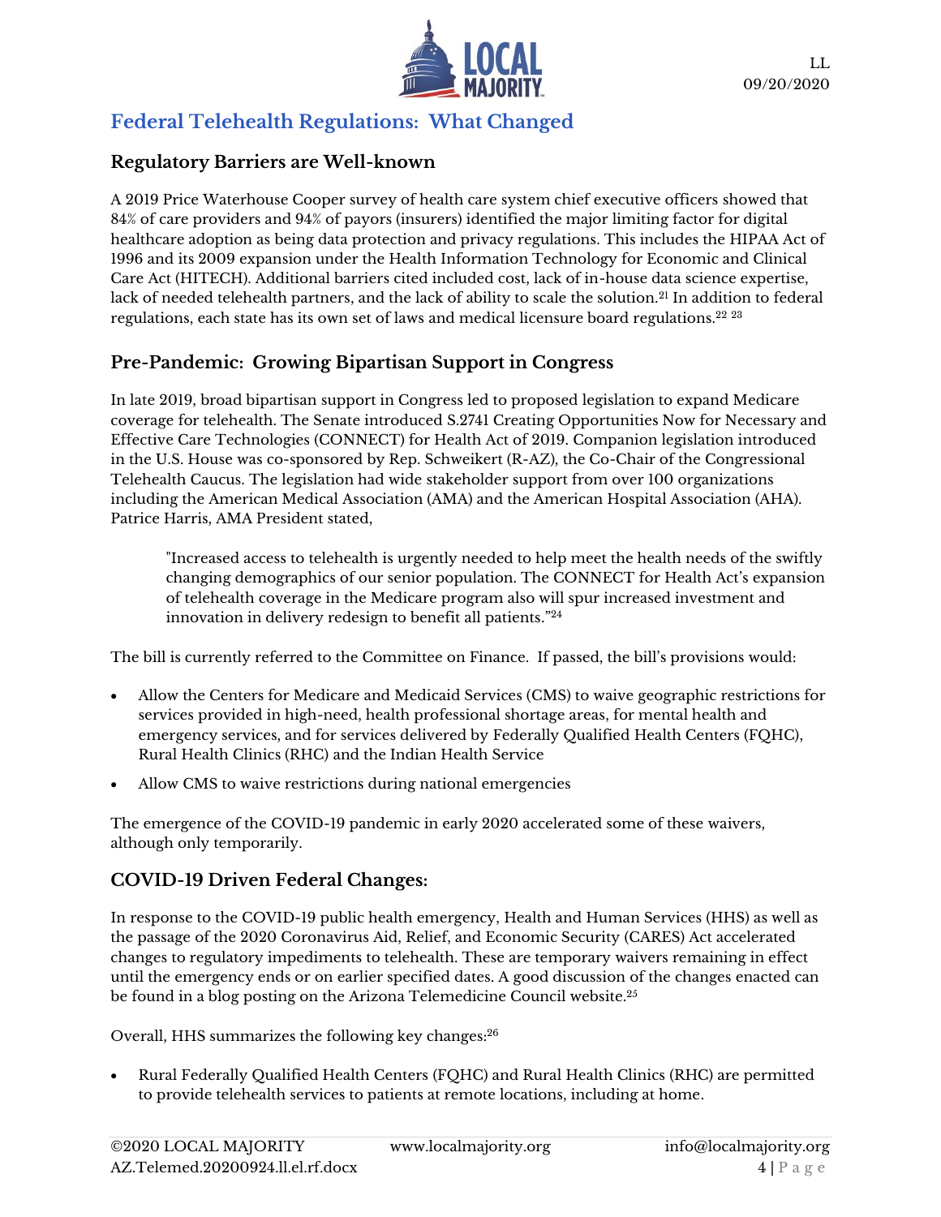## Federal Telehealth Regulations: What Changed

### Regulatory Barriers are Well-known

A 2019 Price Waterhouse Cooper survey of health care system chief executive officers showed that 84% of care providers and 94% of payors (insurers) identified the major limiting factor for digital healthcare adoption as being data protection and privacy regulations. This includes the HIPAA Act of 1996 and its 2009 expansion under the Health Information Technology for Economic and Clinical Care Act (HITECH). Additional barriers cited included cost, lack of in-house data science expertise, lack of needed telehealth partners, and the lack of ability to scale the solution.[21] In addition to federal regulations, each state has its own set of laws and medical licensure board regulations.[22] [23]

### Pre-Pandemic: Growing Bipartisan Support in Congress

In late 2019, broad bipartisan support in Congress led to proposed legislation to expand Medicare coverage for telehealth. The Senate introduced S.2741 Creating Opportunities Now for Necessary and Effective Care Technologies (CONNECT) for Health Act of 2019. Companion legislation introduced in the U.S. House was co-sponsored by Rep. Schweikert (R-AZ), the Co-Chair of the Congressional Telehealth Caucus. The legislation had wide stakeholder support from over 100 organizations including the American Medical Association (AMA) and the American Hospital Association (AHA). Patrice Harris, AMA President stated,

> "Increased access to telehealth is urgently needed to help meet the health needs of the swiftly changing demographics of our senior population. The CONNECT for Health Act's expansion of telehealth coverage in the Medicare program also will spur increased investment and innovation in delivery redesign to benefit all patients."[24]

The bill is currently referred to the Committee on Finance. If passed, the bill's provisions would:

- Allow the Centers for Medicare and Medicaid Services (CMS) to waive geographic restrictions for services provided in high-need, health professional shortage areas, for mental health and emergency services, and for services delivered by Federally Qualified Health Centers (FQHC), Rural Health Clinics (RHC) and the Indian Health Service
- Allow CMS to waive restrictions during national emergencies

The emergence of the COVID-19 pandemic in early 2020 accelerated some of these waivers, although only temporarily.

### COVID-19 Driven Federal Changes:

In response to the COVID-19 public health emergency, Health and Human Services (HHS) as well as the passage of the 2020 Coronavirus Aid, Relief, and Economic Security (CARES) Act accelerated changes to regulatory impediments to telehealth. These are temporary waivers remaining in effect until the emergency ends or on earlier specified dates. A good discussion of the changes enacted can be found in a blog posting on the Arizona Telemedicine Council website.[25]

Overall, HHS summarizes the following key changes:[26]

- Rural Federally Qualified Health Centers (FQHC) and Rural Health Clinics (RHC) are permitted to provide telehealth services to patients at remote locations, including at home.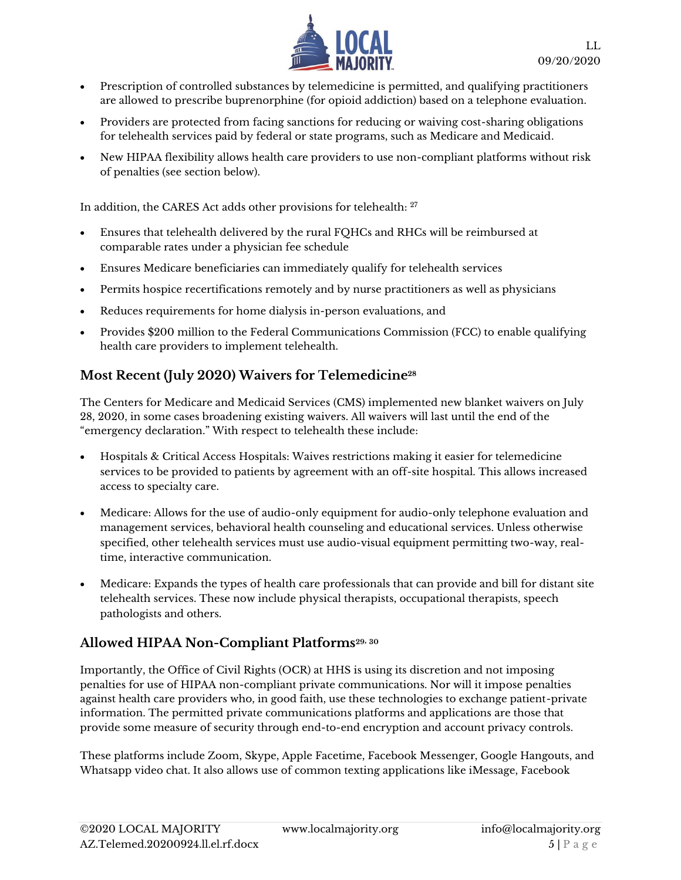- Prescription of controlled substances by telemedicine is permitted, and qualifying practitioners are allowed to prescribe buprenorphine (for opioid addiction) based on a telephone evaluation.
- Providers are protected from facing sanctions for reducing or waiving cost-sharing obligations for telehealth services paid by federal or state programs, such as Medicare and Medicaid.
- New HIPAA flexibility allows health care providers to use non-compliant platforms without risk of penalties (see section below).

In addition, the CARES Act adds other provisions for telehealth: [27]

- Ensures that telehealth delivered by the rural FQHCs and RHCs will be reimbursed at comparable rates under a physician fee schedule
- Ensures Medicare beneficiaries can immediately qualify for telehealth services
- Permits hospice recertifications remotely and by nurse practitioners as well as physicians
- Reduces requirements for home dialysis in-person evaluations, and
- Provides $200 million to the Federal Communications Commission (FCC) to enable qualifying health care providers to implement telehealth.

## Most Recent (July 2020) Waivers for Telemedicine[28]

The Centers for Medicare and Medicaid Services (CMS) implemented new blanket waivers on July 28, 2020, in some cases broadening existing waivers. All waivers will last until the end of the "emergency declaration." With respect to telehealth these include:

- Hospitals & Critical Access Hospitals: Waives restrictions making it easier for telemedicine services to be provided to patients by agreement with an off-site hospital. This allows increased access to specialty care.
- Medicare: Allows for the use of audio-only equipment for audio-only telephone evaluation and management services, behavioral health counseling and educational services. Unless otherwise specified, other telehealth services must use audio-visual equipment permitting two-way, real-time, interactive communication.
- Medicare: Expands the types of health care professionals that can provide and bill for distant site telehealth services. These now include physical therapists, occupational therapists, speech pathologists and others.

## Allowed HIPAA Non-Compliant Platforms[29, 30]

Importantly, the Office of Civil Rights (OCR) at HHS is using its discretion and not imposing penalties for use of HIPAA non-compliant private communications. Nor will it impose penalties against health care providers who, in good faith, use these technologies to exchange patient-private information. The permitted private communications platforms and applications are those that provide some measure of security through end-to-end encryption and account privacy controls.

These platforms include Zoom, Skype, Apple Facetime, Facebook Messenger, Google Hangouts, and Whatsapp video chat. It also allows use of common texting applications like iMessage, Facebook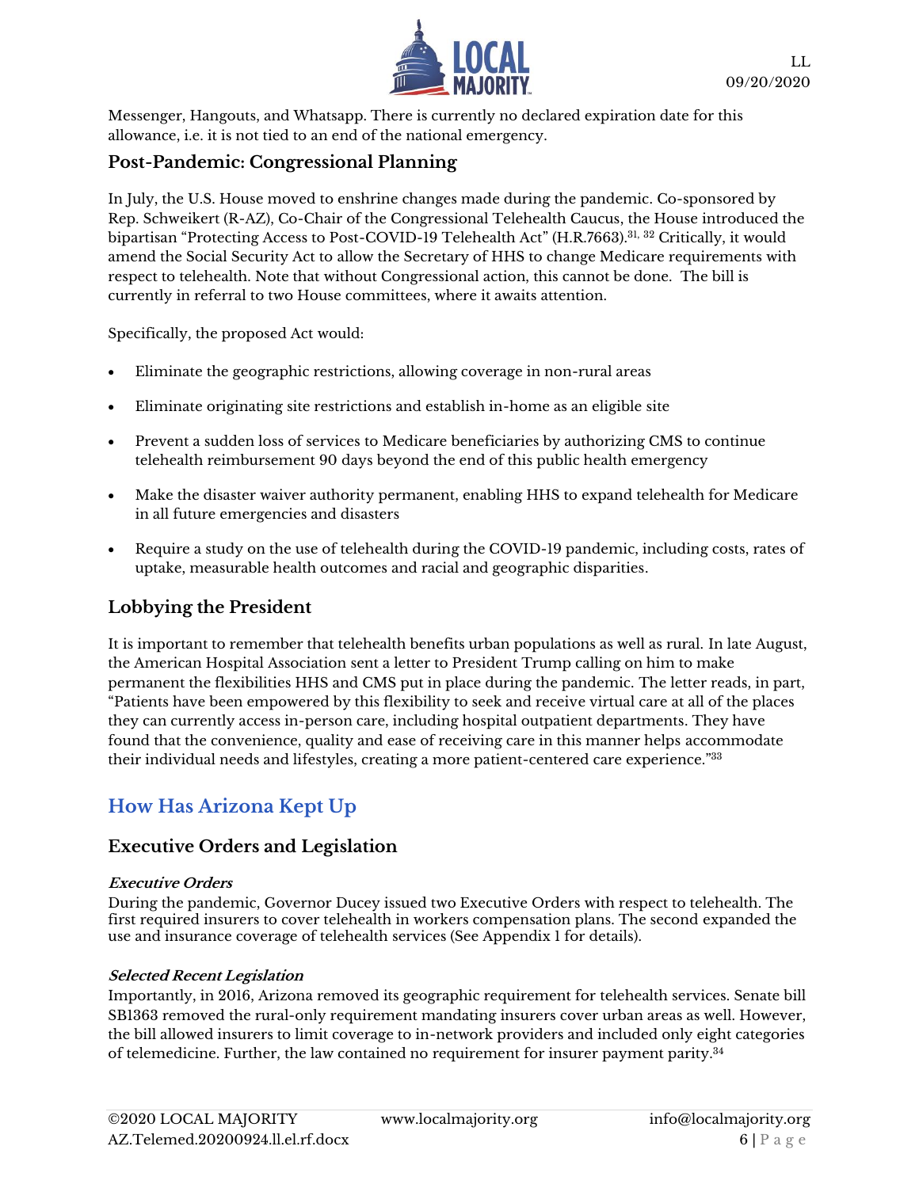Messenger, Hangouts, and Whatsapp. There is currently no declared expiration date for this allowance, i.e. it is not tied to an end of the national emergency.

### Post-Pandemic: Congressional Planning

In July, the U.S. House moved to enshrine changes made during the pandemic. Co-sponsored by Rep. Schweikert (R-AZ), Co-Chair of the Congressional Telehealth Caucus, the House introduced the bipartisan "Protecting Access to Post-COVID-19 Telehealth Act" (H.R.7663).[31, 32] Critically, it would amend the Social Security Act to allow the Secretary of HHS to change Medicare requirements with respect to telehealth. Note that without Congressional action, this cannot be done. The bill is currently in referral to two House committees, where it awaits attention.

Specifically, the proposed Act would:

- Eliminate the geographic restrictions, allowing coverage in non-rural areas
- Eliminate originating site restrictions and establish in-home as an eligible site
- Prevent a sudden loss of services to Medicare beneficiaries by authorizing CMS to continue telehealth reimbursement 90 days beyond the end of this public health emergency
- Make the disaster waiver authority permanent, enabling HHS to expand telehealth for Medicare in all future emergencies and disasters
- Require a study on the use of telehealth during the COVID-19 pandemic, including costs, rates of uptake, measurable health outcomes and racial and geographic disparities.

### Lobbying the President

It is important to remember that telehealth benefits urban populations as well as rural. In late August, the American Hospital Association sent a letter to President Trump calling on him to make permanent the flexibilities HHS and CMS put in place during the pandemic. The letter reads, in part, "Patients have been empowered by this flexibility to seek and receive virtual care at all of the places they can currently access in-person care, including hospital outpatient departments. They have found that the convenience, quality and ease of receiving care in this manner helps accommodate their individual needs and lifestyles, creating a more patient-centered care experience."[33]

## How Has Arizona Kept Up

### Executive Orders and Legislation

#### *Executive Orders*

During the pandemic, Governor Ducey issued two Executive Orders with respect to telehealth. The first required insurers to cover telehealth in workers compensation plans. The second expanded the use and insurance coverage of telehealth services (See Appendix 1 for details).

#### *Selected Recent Legislation*

Importantly, in 2016, Arizona removed its geographic requirement for telehealth services. Senate bill SB1363 removed the rural-only requirement mandating insurers cover urban areas as well. However, the bill allowed insurers to limit coverage to in-network providers and included only eight categories of telemedicine. Further, the law contained no requirement for insurer payment parity.[34]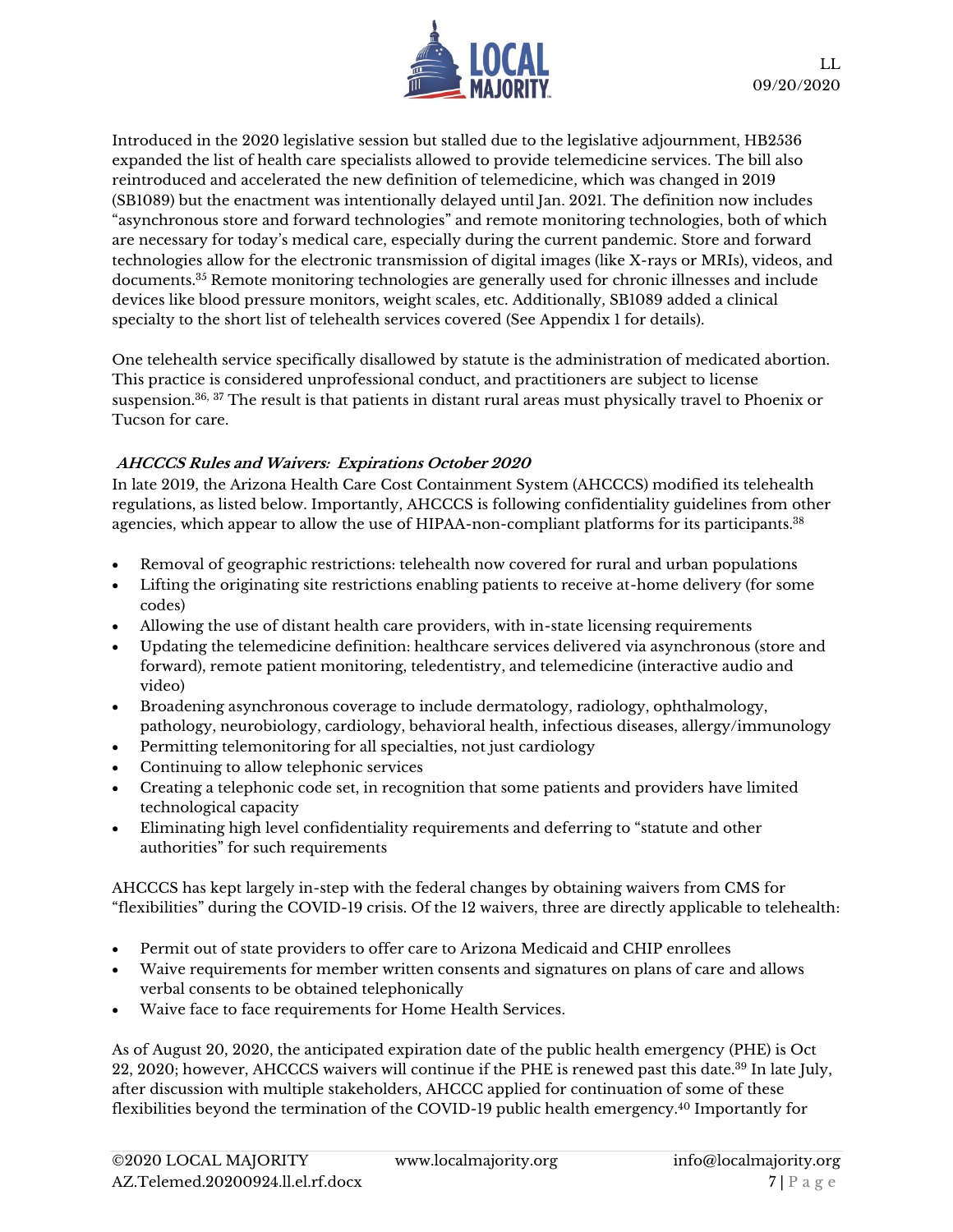Introduced in the 2020 legislative session but stalled due to the legislative adjournment, HB2536 expanded the list of health care specialists allowed to provide telemedicine services. The bill also reintroduced and accelerated the new definition of telemedicine, which was changed in 2019 (SB1089) but the enactment was intentionally delayed until Jan. 2021. The definition now includes "asynchronous store and forward technologies" and remote monitoring technologies, both of which are necessary for today's medical care, especially during the current pandemic. Store and forward technologies allow for the electronic transmission of digital images (like X-rays or MRIs), videos, and documents.[35] Remote monitoring technologies are generally used for chronic illnesses and include devices like blood pressure monitors, weight scales, etc. Additionally, SB1089 added a clinical specialty to the short list of telehealth services covered (See Appendix 1 for details).

One telehealth service specifically disallowed by statute is the administration of medicated abortion. This practice is considered unprofessional conduct, and practitioners are subject to license suspension.[36, 37] The result is that patients in distant rural areas must physically travel to Phoenix or Tucson for care.

### *AHCCCS Rules and Waivers: Expirations October 2020*

In late 2019, the Arizona Health Care Cost Containment System (AHCCCS) modified its telehealth regulations, as listed below. Importantly, AHCCCS is following confidentiality guidelines from other agencies, which appear to allow the use of HIPAA-non-compliant platforms for its participants.[38]

- Removal of geographic restrictions: telehealth now covered for rural and urban populations
- Lifting the originating site restrictions enabling patients to receive at-home delivery (for some codes)
- Allowing the use of distant health care providers, with in-state licensing requirements
- Updating the telemedicine definition: healthcare services delivered via asynchronous (store and forward), remote patient monitoring, teledentistry, and telemedicine (interactive audio and video)
- Broadening asynchronous coverage to include dermatology, radiology, ophthalmology, pathology, neurobiology, cardiology, behavioral health, infectious diseases, allergy/immunology
- Permitting telemonitoring for all specialties, not just cardiology
- Continuing to allow telephonic services
- Creating a telephonic code set, in recognition that some patients and providers have limited technological capacity
- Eliminating high level confidentiality requirements and deferring to "statute and other authorities" for such requirements

AHCCCS has kept largely in-step with the federal changes by obtaining waivers from CMS for "flexibilities" during the COVID-19 crisis. Of the 12 waivers, three are directly applicable to telehealth:

- Permit out of state providers to offer care to Arizona Medicaid and CHIP enrollees
- Waive requirements for member written consents and signatures on plans of care and allows verbal consents to be obtained telephonically
- Waive face to face requirements for Home Health Services.

As of August 20, 2020, the anticipated expiration date of the public health emergency (PHE) is Oct 22, 2020; however, AHCCCS waivers will continue if the PHE is renewed past this date.[39] In late July, after discussion with multiple stakeholders, AHCCC applied for continuation of some of these flexibilities beyond the termination of the COVID-19 public health emergency.[40] Importantly for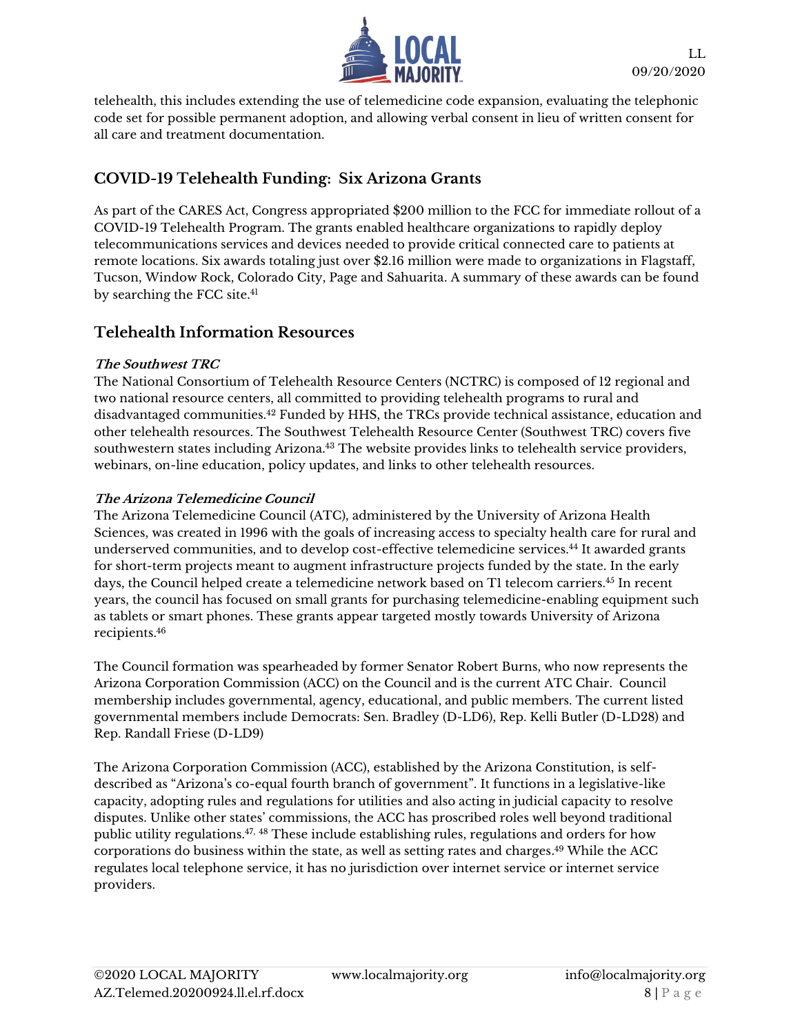telehealth, this includes extending the use of telemedicine code expansion, evaluating the telephonic code set for possible permanent adoption, and allowing verbal consent in lieu of written consent for all care and treatment documentation.

## COVID-19 Telehealth Funding: Six Arizona Grants

As part of the CARES Act, Congress appropriated $200 million to the FCC for immediate rollout of a COVID-19 Telehealth Program. The grants enabled healthcare organizations to rapidly deploy telecommunications services and devices needed to provide critical connected care to patients at remote locations. Six awards totaling just over $2.16 million were made to organizations in Flagstaff, Tucson, Window Rock, Colorado City, Page and Sahuarita. A summary of these awards can be found by searching the FCC site.[41]

## Telehealth Information Resources

### *The Southwest TRC*

The National Consortium of Telehealth Resource Centers (NCTRC) is composed of 12 regional and two national resource centers, all committed to providing telehealth programs to rural and disadvantaged communities.[42] Funded by HHS, the TRCs provide technical assistance, education and other telehealth resources. The Southwest Telehealth Resource Center (Southwest TRC) covers five southwestern states including Arizona.[43] The website provides links to telehealth service providers, webinars, on-line education, policy updates, and links to other telehealth resources.

### *The Arizona Telemedicine Council*

The Arizona Telemedicine Council (ATC), administered by the University of Arizona Health Sciences, was created in 1996 with the goals of increasing access to specialty health care for rural and underserved communities, and to develop cost-effective telemedicine services.[44] It awarded grants for short-term projects meant to augment infrastructure projects funded by the state. In the early days, the Council helped create a telemedicine network based on T1 telecom carriers.[45] In recent years, the council has focused on small grants for purchasing telemedicine-enabling equipment such as tablets or smart phones. These grants appear targeted mostly towards University of Arizona recipients.[46]

The Council formation was spearheaded by former Senator Robert Burns, who now represents the Arizona Corporation Commission (ACC) on the Council and is the current ATC Chair. Council membership includes governmental, agency, educational, and public members. The current listed governmental members include Democrats: Sen. Bradley (D-LD6), Rep. Kelli Butler (D-LD28) and Rep. Randall Friese (D-LD9)

The Arizona Corporation Commission (ACC), established by the Arizona Constitution, is self-described as "Arizona's co-equal fourth branch of government". It functions in a legislative-like capacity, adopting rules and regulations for utilities and also acting in judicial capacity to resolve disputes. Unlike other states' commissions, the ACC has proscribed roles well beyond traditional public utility regulations.[47, 48] These include establishing rules, regulations and orders for how corporations do business within the state, as well as setting rates and charges.[49] While the ACC regulates local telephone service, it has no jurisdiction over internet service or internet service providers.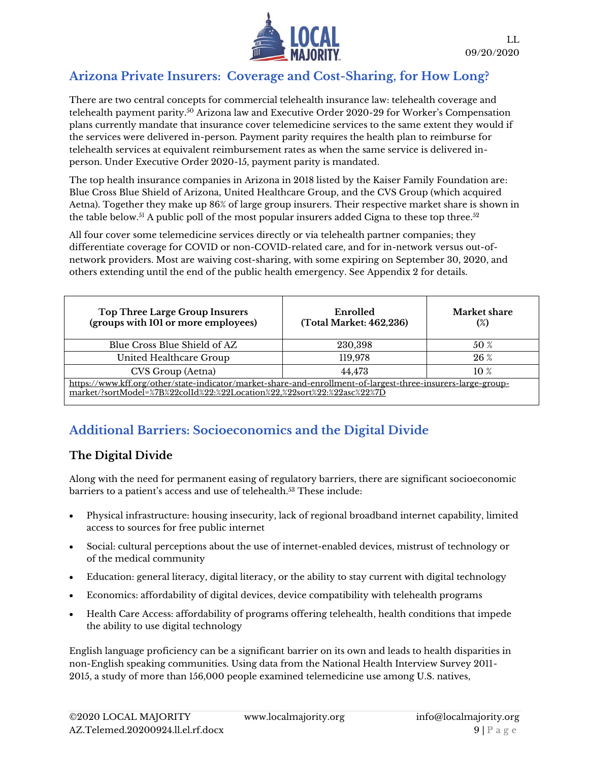## Arizona Private Insurers: Coverage and Cost-Sharing, for How Long?

There are two central concepts for commercial telehealth insurance law: telehealth coverage and telehealth payment parity.[50] Arizona law and Executive Order 2020-29 for Worker's Compensation plans currently mandate that insurance cover telemedicine services to the same extent they would if the services were delivered in-person. Payment parity requires the health plan to reimburse for telehealth services at equivalent reimbursement rates as when the same service is delivered in-person. Under Executive Order 2020-15, payment parity is mandated.

The top health insurance companies in Arizona in 2018 listed by the Kaiser Family Foundation are: Blue Cross Blue Shield of Arizona, United Healthcare Group, and the CVS Group (which acquired Aetna). Together they make up 86% of large group insurers. Their respective market share is shown in the table below.[51] A public poll of the most popular insurers added Cigna to these top three.[52]

All four cover some telemedicine services directly or via telehealth partner companies; they differentiate coverage for COVID or non-COVID-related care, and for in-network versus out-of-network providers. Most are waiving cost-sharing, with some expiring on September 30, 2020, and others extending until the end of the public health emergency. See Appendix 2 for details.

| Top Three Large Group Insurers (groups with 101 or more employees) | Enrolled (Total Market: 462,236) | Market share (%) |
|---|---|---|
| Blue Cross Blue Shield of AZ | 230,398 | 50 % |
| United Healthcare Group | 119,978 | 26 % |
| CVS Group (Aetna) | 44,473 | 10 % |
| https://www.kff.org/other/state-indicator/market-share-and-enrollment-of-largest-three-insurers-large-group-market/?sortModel=%7B%22colId%22:%22Location%22,%22sort%22:%22asc%22%7D | | |

## Additional Barriers: Socioeconomics and the Digital Divide

### The Digital Divide

Along with the need for permanent easing of regulatory barriers, there are significant socioeconomic barriers to a patient's access and use of telehealth.[53] These include:

- Physical infrastructure: housing insecurity, lack of regional broadband internet capability, limited access to sources for free public internet
- Social: cultural perceptions about the use of internet-enabled devices, mistrust of technology or of the medical community
- Education: general literacy, digital literacy, or the ability to stay current with digital technology
- Economics: affordability of digital devices, device compatibility with telehealth programs
- Health Care Access: affordability of programs offering telehealth, health conditions that impede the ability to use digital technology

English language proficiency can be a significant barrier on its own and leads to health disparities in non-English speaking communities. Using data from the National Health Interview Survey 2011-2015, a study of more than 156,000 people examined telemedicine use among U.S. natives,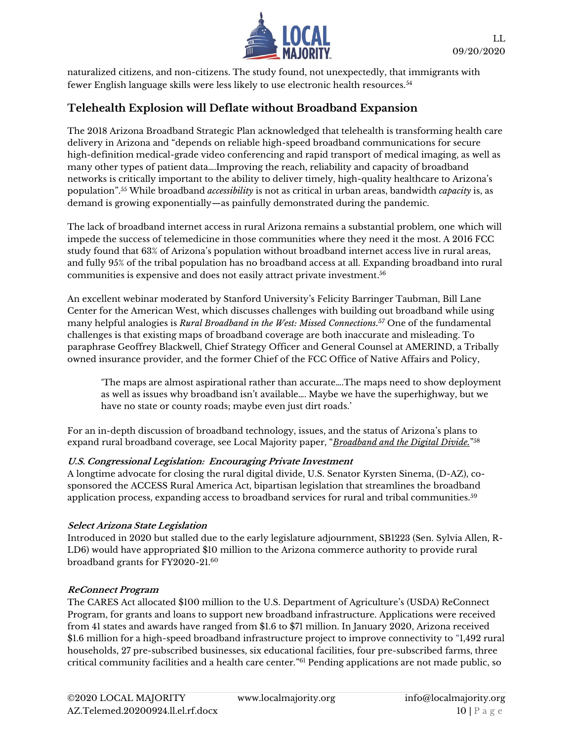naturalized citizens, and non-citizens. The study found, not unexpectedly, that immigrants with fewer English language skills were less likely to use electronic health resources.[54]

## Telehealth Explosion will Deflate without Broadband Expansion

The 2018 Arizona Broadband Strategic Plan acknowledged that telehealth is transforming health care delivery in Arizona and "depends on reliable high-speed broadband communications for secure high-definition medical-grade video conferencing and rapid transport of medical imaging, as well as many other types of patient data….Improving the reach, reliability and capacity of broadband networks is critically important to the ability to deliver timely, high-quality healthcare to Arizona's population".[55] While broadband *accessibility* is not as critical in urban areas, bandwidth *capacity* is, as demand is growing exponentially—as painfully demonstrated during the pandemic.

The lack of broadband internet access in rural Arizona remains a substantial problem, one which will impede the success of telemedicine in those communities where they need it the most. A 2016 FCC study found that 63% of Arizona's population without broadband internet access live in rural areas, and fully 95% of the tribal population has no broadband access at all. Expanding broadband into rural communities is expensive and does not easily attract private investment.[56]

An excellent webinar moderated by Stanford University's Felicity Barringer Taubman, Bill Lane Center for the American West, which discusses challenges with building out broadband while using many helpful analogies is *Rural Broadband in the West: Missed Connections.*[57] One of the fundamental challenges is that existing maps of broadband coverage are both inaccurate and misleading. To paraphrase Geoffrey Blackwell, Chief Strategy Officer and General Counsel at AMERIND, a Tribally owned insurance provider, and the former Chief of the FCC Office of Native Affairs and Policy,

> 'The maps are almost aspirational rather than accurate….The maps need to show deployment as well as issues why broadband isn't available…. Maybe we have the superhighway, but we have no state or county roads; maybe even just dirt roads.'

For an in-depth discussion of broadband technology, issues, and the status of Arizona's plans to expand rural broadband coverage, see Local Majority paper, "***Broadband and the Digital Divide.***"[58]

#### *U.S. Congressional Legislation: Encouraging Private Investment*

A longtime advocate for closing the rural digital divide, U.S. Senator Kyrsten Sinema, (D-AZ), co-sponsored the ACCESS Rural America Act, bipartisan legislation that streamlines the broadband application process, expanding access to broadband services for rural and tribal communities.[59]

#### *Select Arizona State Legislation*

Introduced in 2020 but stalled due to the early legislature adjournment, SB1223 (Sen. Sylvia Allen, R-LD6) would have appropriated $10 million to the Arizona commerce authority to provide rural broadband grants for FY2020-21.[60]

#### *ReConnect Program*

The CARES Act allocated $100 million to the U.S. Department of Agriculture's (USDA) ReConnect Program, for grants and loans to support new broadband infrastructure. Applications were received from 41 states and awards have ranged from $1.6 to $71 million. In January 2020, Arizona received $1.6 million for a high-speed broadband infrastructure project to improve connectivity to "1,492 rural households, 27 pre-subscribed businesses, six educational facilities, four pre-subscribed farms, three critical community facilities and a health care center."[61] Pending applications are not made public, so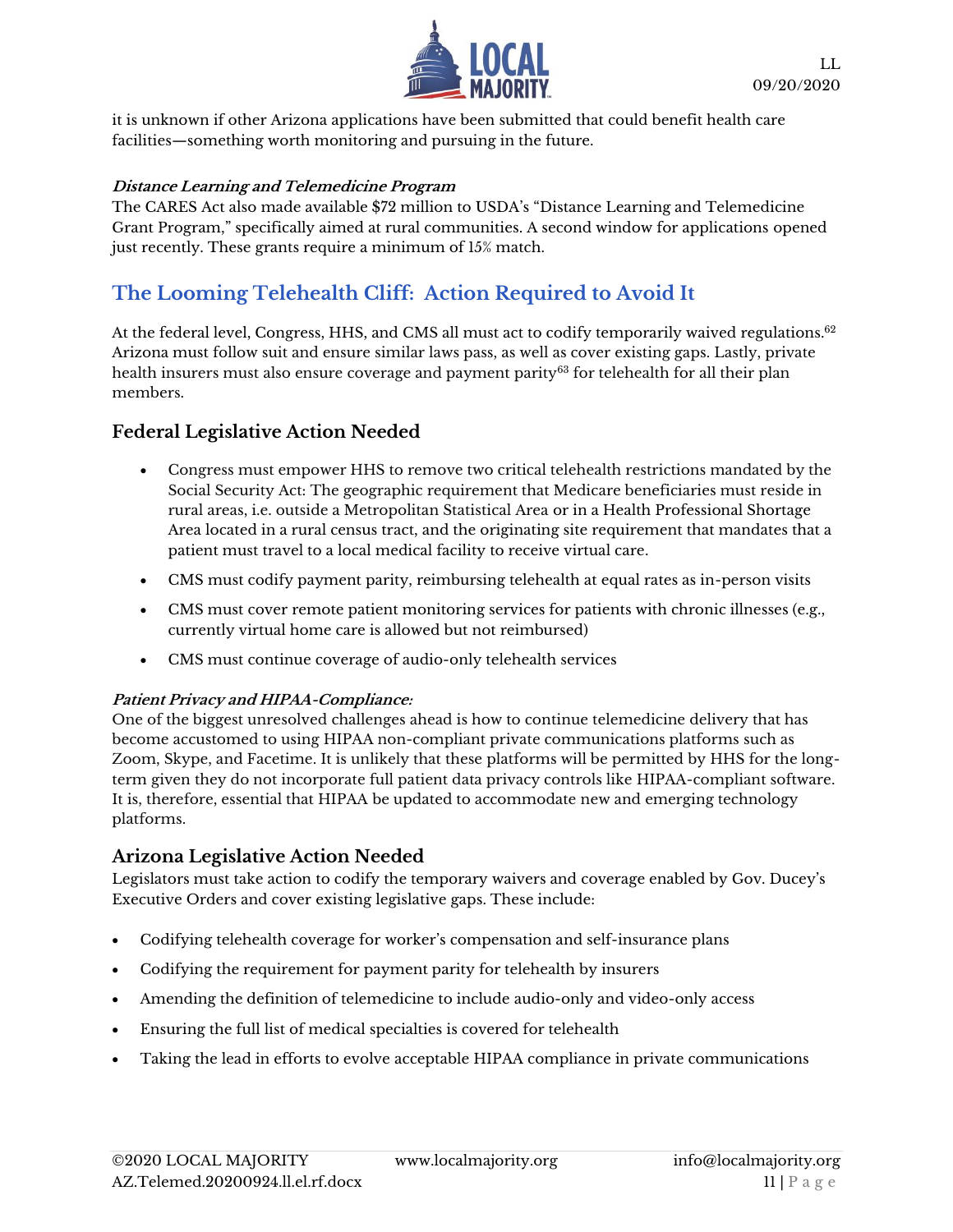it is unknown if other Arizona applications have been submitted that could benefit health care facilities—something worth monitoring and pursuing in the future.

***Distance Learning and Telemedicine Program***

The CARES Act also made available $72 million to USDA's "Distance Learning and Telemedicine Grant Program," specifically aimed at rural communities. A second window for applications opened just recently. These grants require a minimum of 15% match.

## The Looming Telehealth Cliff: Action Required to Avoid It

At the federal level, Congress, HHS, and CMS all must act to codify temporarily waived regulations.[62] Arizona must follow suit and ensure similar laws pass, as well as cover existing gaps. Lastly, private health insurers must also ensure coverage and payment parity[63] for telehealth for all their plan members.

### Federal Legislative Action Needed

- Congress must empower HHS to remove two critical telehealth restrictions mandated by the Social Security Act: The geographic requirement that Medicare beneficiaries must reside in rural areas, i.e. outside a Metropolitan Statistical Area or in a Health Professional Shortage Area located in a rural census tract, and the originating site requirement that mandates that a patient must travel to a local medical facility to receive virtual care.
- CMS must codify payment parity, reimbursing telehealth at equal rates as in-person visits
- CMS must cover remote patient monitoring services for patients with chronic illnesses (e.g., currently virtual home care is allowed but not reimbursed)
- CMS must continue coverage of audio-only telehealth services

***Patient Privacy and HIPAA-Compliance:***

One of the biggest unresolved challenges ahead is how to continue telemedicine delivery that has become accustomed to using HIPAA non-compliant private communications platforms such as Zoom, Skype, and Facetime. It is unlikely that these platforms will be permitted by HHS for the long-term given they do not incorporate full patient data privacy controls like HIPAA-compliant software. It is, therefore, essential that HIPAA be updated to accommodate new and emerging technology platforms.

### Arizona Legislative Action Needed

Legislators must take action to codify the temporary waivers and coverage enabled by Gov. Ducey's Executive Orders and cover existing legislative gaps. These include:

- Codifying telehealth coverage for worker's compensation and self-insurance plans
- Codifying the requirement for payment parity for telehealth by insurers
- Amending the definition of telemedicine to include audio-only and video-only access
- Ensuring the full list of medical specialties is covered for telehealth
- Taking the lead in efforts to evolve acceptable HIPAA compliance in private communications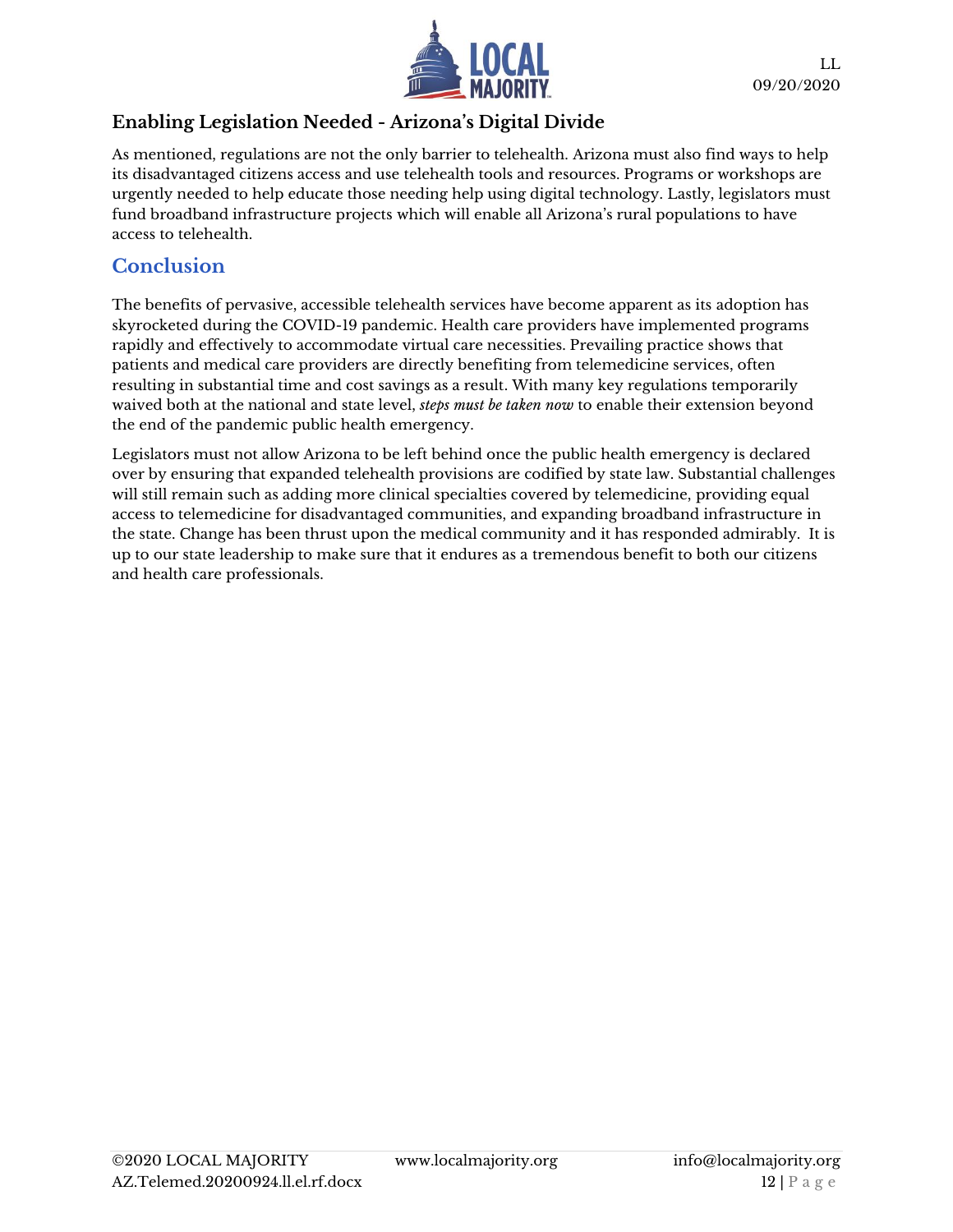## Enabling Legislation Needed - Arizona's Digital Divide

As mentioned, regulations are not the only barrier to telehealth. Arizona must also find ways to help its disadvantaged citizens access and use telehealth tools and resources. Programs or workshops are urgently needed to help educate those needing help using digital technology. Lastly, legislators must fund broadband infrastructure projects which will enable all Arizona's rural populations to have access to telehealth.

## Conclusion

The benefits of pervasive, accessible telehealth services have become apparent as its adoption has skyrocketed during the COVID-19 pandemic. Health care providers have implemented programs rapidly and effectively to accommodate virtual care necessities. Prevailing practice shows that patients and medical care providers are directly benefiting from telemedicine services, often resulting in substantial time and cost savings as a result. With many key regulations temporarily waived both at the national and state level, *steps must be taken now* to enable their extension beyond the end of the pandemic public health emergency.

Legislators must not allow Arizona to be left behind once the public health emergency is declared over by ensuring that expanded telehealth provisions are codified by state law. Substantial challenges will still remain such as adding more clinical specialties covered by telemedicine, providing equal access to telemedicine for disadvantaged communities, and expanding broadband infrastructure in the state. Change has been thrust upon the medical community and it has responded admirably. It is up to our state leadership to make sure that it endures as a tremendous benefit to both our citizens and health care professionals.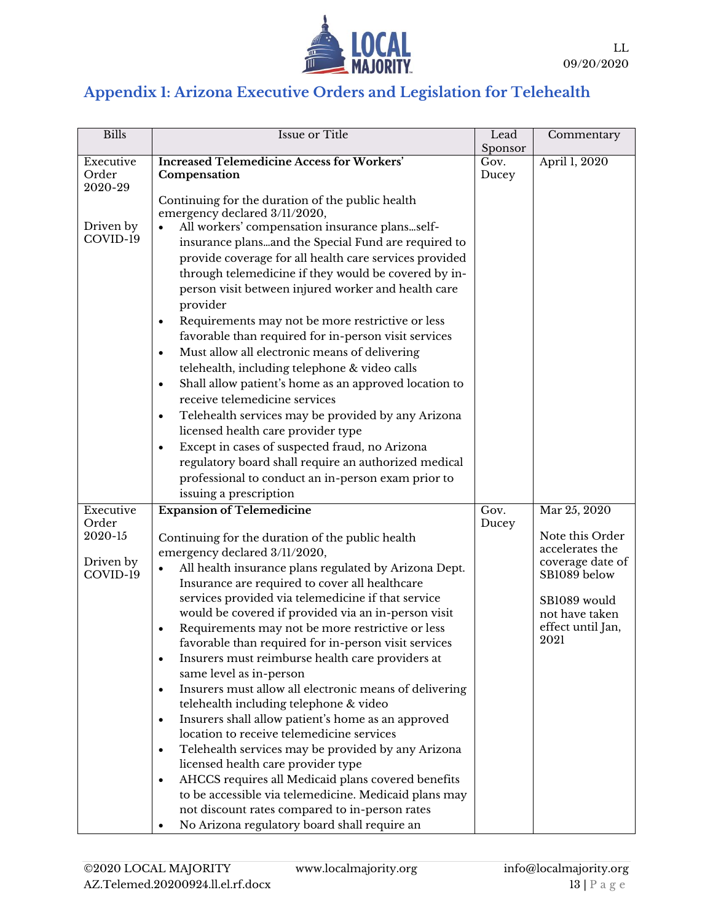## Appendix 1: Arizona Executive Orders and Legislation for Telehealth

| Bills | Issue or Title | Lead Sponsor | Commentary |
|---|---|---|---|
| Executive Order 2020-29<br><br>Driven by COVID-19 | **Increased Telemedicine Access for Workers' Compensation**<br><br>Continuing for the duration of the public health emergency declared 3/11/2020,<br>• All workers' compensation insurance plans…self-insurance plans…and the Special Fund are required to provide coverage for all health care services provided through telemedicine if they would be covered by in-person visit between injured worker and health care provider<br>• Requirements may not be more restrictive or less favorable than required for in-person visit services<br>• Must allow all electronic means of delivering telehealth, including telephone & video calls<br>• Shall allow patient's home as an approved location to receive telemedicine services<br>• Telehealth services may be provided by any Arizona licensed health care provider type<br>• Except in cases of suspected fraud, no Arizona regulatory board shall require an authorized medical professional to conduct an in-person exam prior to issuing a prescription | Gov. Ducey | April 1, 2020 |
| Executive Order 2020-15<br><br>Driven by COVID-19 | **Expansion of Telemedicine**<br><br>Continuing for the duration of the public health emergency declared 3/11/2020,<br>• All health insurance plans regulated by Arizona Dept. Insurance are required to cover all healthcare services provided via telemedicine if that service would be covered if provided via an in-person visit<br>• Requirements may not be more restrictive or less favorable than required for in-person visit services<br>• Insurers must reimburse health care providers at same level as in-person<br>• Insurers must allow all electronic means of delivering telehealth including telephone & video<br>• Insurers shall allow patient's home as an approved location to receive telemedicine services<br>• Telehealth services may be provided by any Arizona licensed health care provider type<br>• AHCCS requires all Medicaid plans covered benefits to be accessible via telemedicine. Medicaid plans may not discount rates compared to in-person rates<br>• No Arizona regulatory board shall require an | Gov. Ducey | Mar 25, 2020<br><br>Note this Order accelerates the coverage date of SB1089 below<br><br>SB1089 would not have taken effect until Jan, 2021 |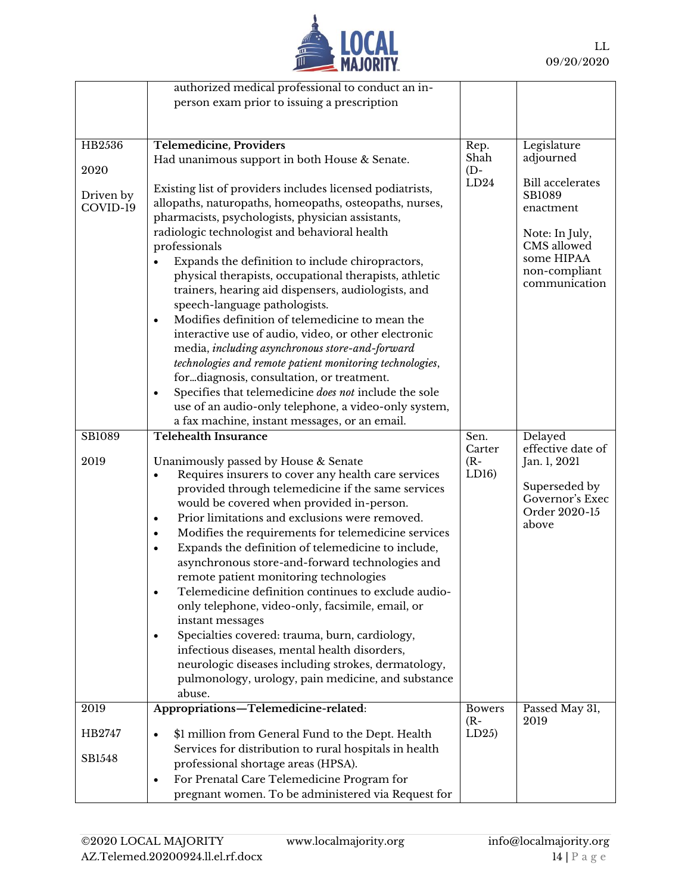| | | | |
|---|---|---|---|
| | authorized medical professional to conduct an in-person exam prior to issuing a prescription | | |
| HB2536<br><br>2020<br><br>Driven by COVID-19 | **Telemedicine, Providers**<br>Had unanimous support in both House & Senate.<br><br>Existing list of providers includes licensed podiatrists, allopaths, naturopaths, homeopaths, osteopaths, nurses, pharmacists, psychologists, physician assistants, radiologic technologist and behavioral health professionals<br>• Expands the definition to include chiropractors, physical therapists, occupational therapists, athletic trainers, hearing aid dispensers, audiologists, and speech-language pathologists.<br>• Modifies definition of telemedicine to mean the interactive use of audio, video, or other electronic media, *including asynchronous store-and-forward technologies and remote patient monitoring technologies*, for…diagnosis, consultation, or treatment.<br>• Specifies that telemedicine *does not* include the sole use of an audio-only telephone, a video-only system, a fax machine, instant messages, or an email. | Rep. Shah (D-LD24 | Legislature adjourned<br><br>Bill accelerates SB1089 enactment<br><br>Note: In July, CMS allowed some HIPAA non-compliant communication |
| SB1089<br><br>2019 | **Telehealth Insurance**<br><br>Unanimously passed by House & Senate<br>• Requires insurers to cover any health care services provided through telemedicine if the same services would be covered when provided in-person.<br>• Prior limitations and exclusions were removed.<br>• Modifies the requirements for telemedicine services<br>• Expands the definition of telemedicine to include, asynchronous store-and-forward technologies and remote patient monitoring technologies<br>• Telemedicine definition continues to exclude audio-only telephone, video-only, facsimile, email, or instant messages<br>• Specialties covered: trauma, burn, cardiology, infectious diseases, mental health disorders, neurologic diseases including strokes, dermatology, pulmonology, urology, pain medicine, and substance abuse. | Sen. Carter (R-LD16) | Delayed effective date of Jan. 1, 2021<br><br>Superseded by Governor's Exec Order 2020-15 above |
| 2019<br><br>HB2747<br><br>SB1548 | **Appropriations—Telemedicine-related**:<br><br>• $1 million from General Fund to the Dept. Health Services for distribution to rural hospitals in health professional shortage areas (HPSA).<br>• For Prenatal Care Telemedicine Program for pregnant women. To be administered via Request for | Bowers (R-LD25) | Passed May 31, 2019 |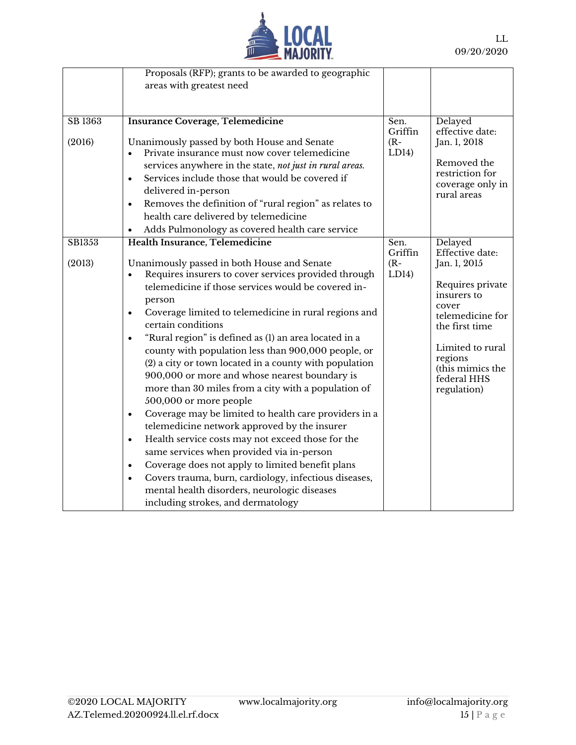| | | | |
|---|---|---|---|
| | Proposals (RFP); grants to be awarded to geographic areas with greatest need | | |
| SB 1363<br><br>(2016) | **Insurance Coverage, Telemedicine**<br><br>Unanimously passed by both House and Senate<br>• Private insurance must now cover telemedicine services anywhere in the state, *not just in rural areas.*<br>• Services include those that would be covered if delivered in-person<br>• Removes the definition of "rural region" as relates to health care delivered by telemedicine<br>• Adds Pulmonology as covered health care service | Sen. Griffin (R-LD14) | Delayed effective date: Jan. 1, 2018<br><br>Removed the restriction for coverage only in rural areas |
| SB1353<br><br>(2013) | **Health Insurance, Telemedicine**<br><br>Unanimously passed in both House and Senate<br>• Requires insurers to cover services provided through telemedicine if those services would be covered in-person<br>• Coverage limited to telemedicine in rural regions and certain conditions<br>• "Rural region" is defined as (1) an area located in a county with population less than 900,000 people, or (2) a city or town located in a county with population 900,000 or more and whose nearest boundary is more than 30 miles from a city with a population of 500,000 or more people<br>• Coverage may be limited to health care providers in a telemedicine network approved by the insurer<br>• Health service costs may not exceed those for the same services when provided via in-person<br>• Coverage does not apply to limited benefit plans<br>• Covers trauma, burn, cardiology, infectious diseases, mental health disorders, neurologic diseases including strokes, and dermatology | Sen. Griffin (R-LD14) | Delayed Effective date: Jan. 1, 2015<br><br>Requires private insurers to cover telemedicine for the first time<br><br>Limited to rural regions (this mimics the federal HHS regulation) |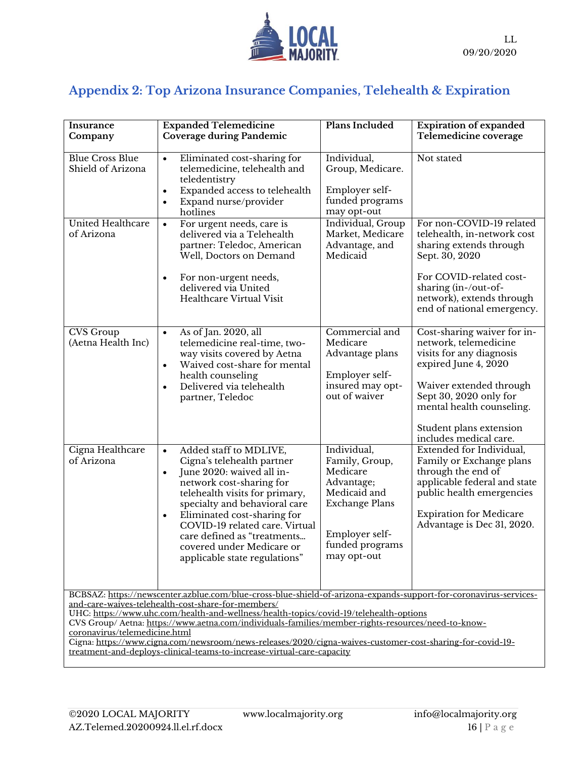## Appendix 2: Top Arizona Insurance Companies, Telehealth & Expiration

| Insurance Company | Expanded Telemedicine Coverage during Pandemic | Plans Included | Expiration of expanded Telemedicine coverage |
|---|---|---|---|
| Blue Cross Blue Shield of Arizona | • Eliminated cost-sharing for telemedicine, telehealth and teledentistry<br>• Expanded access to telehealth<br>• Expand nurse/provider hotlines | Individual, Group, Medicare.<br><br>Employer self-funded programs may opt-out | Not stated |
| United Healthcare of Arizona | • For urgent needs, care is delivered via a Telehealth partner: Teledoc, American Well, Doctors on Demand<br><br>• For non-urgent needs, delivered via United Healthcare Virtual Visit | Individual, Group Market, Medicare Advantage, and Medicaid | For non-COVID-19 related telehealth, in-network cost sharing extends through Sept. 30, 2020<br><br>For COVID-related cost-sharing (in-/out-of-network), extends through end of national emergency. |
| CVS Group (Aetna Health Inc) | • As of Jan. 2020, all telemedicine real-time, two-way visits covered by Aetna<br>• Waived cost-share for mental health counseling<br>• Delivered via telehealth partner, Teledoc | Commercial and Medicare Advantage plans<br><br>Employer self-insured may opt-out of waiver | Cost-sharing waiver for in-network, telemedicine visits for any diagnosis expired June 4, 2020<br><br>Waiver extended through Sept 30, 2020 only for mental health counseling.<br><br>Student plans extension includes medical care. |
| Cigna Healthcare of Arizona | • Added staff to MDLIVE, Cigna's telehealth partner<br>• June 2020: waived all in-network cost-sharing for telehealth visits for primary, specialty and behavioral care<br>• Eliminated cost-sharing for COVID-19 related care. Virtual care defined as "treatments… covered under Medicare or applicable state regulations" | Individual, Family, Group, Medicare Advantage; Medicaid and Exchange Plans<br><br>Employer self-funded programs may opt-out | Extended for Individual, Family or Exchange plans through the end of applicable federal and state public health emergencies<br><br>Expiration for Medicare Advantage is Dec 31, 2020. |

BCBSAZ: https://newscenter.azblue.com/blue-cross-blue-shield-of-arizona-expands-support-for-coronavirus-services-and-care-waives-telehealth-cost-share-for-members/
UHC: https://www.uhc.com/health-and-wellness/health-topics/covid-19/telehealth-options
CVS Group/ Aetna: https://www.aetna.com/individuals-families/member-rights-resources/need-to-know-coronavirus/telemedicine.html
Cigna: https://www.cigna.com/newsroom/news-releases/2020/cigna-waives-customer-cost-sharing-for-covid-19-treatment-and-deploys-clinical-teams-to-increase-virtual-care-capacity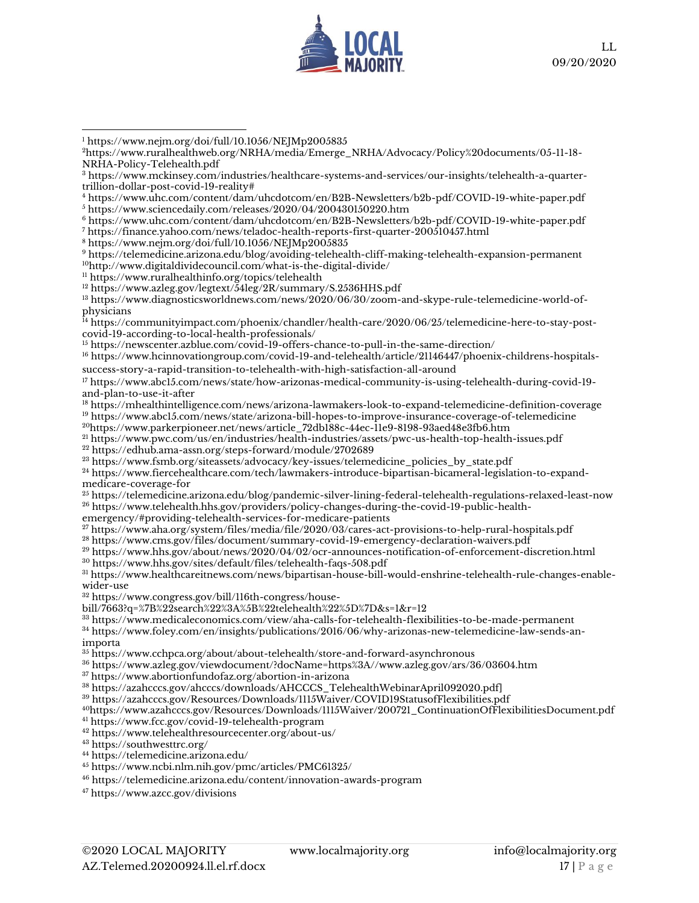[1] https://www.nejm.org/doi/full/10.1056/NEJMp2005835

[2] https://www.ruralhealthweb.org/NRHA/media/Emerge_NRHA/Advocacy/Policy%20documents/05-11-18-NRHA-Policy-Telehealth.pdf

[3] https://www.mckinsey.com/industries/healthcare-systems-and-services/our-insights/telehealth-a-quarter-trillion-dollar-post-covid-19-reality#

[4] https://www.uhc.com/content/dam/uhcdotcom/en/B2B-Newsletters/b2b-pdf/COVID-19-white-paper.pdf

[5] https://www.sciencedaily.com/releases/2020/04/200430150220.htm

[6] https://www.uhc.com/content/dam/uhcdotcom/en/B2B-Newsletters/b2b-pdf/COVID-19-white-paper.pdf

[7] https://finance.yahoo.com/news/teladoc-health-reports-first-quarter-200510457.html

[8] https://www.nejm.org/doi/full/10.1056/NEJMp2005835

[9] https://telemedicine.arizona.edu/blog/avoiding-telehealth-cliff-making-telehealth-expansion-permanent

[10] http://www.digitaldividecouncil.com/what-is-the-digital-divide/

[11] https://www.ruralhealthinfo.org/topics/telehealth

[12] https://www.azleg.gov/legtext/54leg/2R/summary/S.2536HHS.pdf

[13] https://www.diagnosticsworldnews.com/news/2020/06/30/zoom-and-skype-rule-telemedicine-world-of-physicians

[14] https://communityimpact.com/phoenix/chandler/health-care/2020/06/25/telemedicine-here-to-stay-post-covid-19-according-to-local-health-professionals/

[15] https://newscenter.azblue.com/covid-19-offers-chance-to-pull-in-the-same-direction/

[16] https://www.hcinnovationgroup.com/covid-19-and-telehealth/article/21146447/phoenix-childrens-hospitals-success-story-a-rapid-transition-to-telehealth-with-high-satisfaction-all-around

[17] https://www.abc15.com/news/state/how-arizonas-medical-community-is-using-telehealth-during-covid-19-and-plan-to-use-it-after

[18] https://mhealthintelligence.com/news/arizona-lawmakers-look-to-expand-telemedicine-definition-coverage

[19] https://www.abc15.com/news/state/arizona-bill-hopes-to-improve-insurance-coverage-of-telemedicine

[20] https://www.parkerpioneer.net/news/article_72db188c-44ec-11e9-8198-93aed48e3fb6.htm

[21] https://www.pwc.com/us/en/industries/health-industries/assets/pwc-us-health-top-health-issues.pdf

[22] https://edhub.ama-assn.org/steps-forward/module/2702689

[23] https://www.fsmb.org/siteassets/advocacy/key-issues/telemedicine_policies_by_state.pdf

[24] https://www.fiercehealthcare.com/tech/lawmakers-introduce-bipartisan-bicameral-legislation-to-expand-medicare-coverage-for

[25] https://telemedicine.arizona.edu/blog/pandemic-silver-lining-federal-telehealth-regulations-relaxed-least-now

[26] https://www.telehealth.hhs.gov/providers/policy-changes-during-the-covid-19-public-health-emergency/#providing-telehealth-services-for-medicare-patients

[27] https://www.aha.org/system/files/media/file/2020/03/cares-act-provisions-to-help-rural-hospitals.pdf

[28] https://www.cms.gov/files/document/summary-covid-19-emergency-declaration-waivers.pdf

[29] https://www.hhs.gov/about/news/2020/04/02/ocr-announces-notification-of-enforcement-discretion.html

[30] https://www.hhs.gov/sites/default/files/telehealth-faqs-508.pdf

[31] https://www.healthcareitnews.com/news/bipartisan-house-bill-would-enshrine-telehealth-rule-changes-enable-wider-use

[32] https://www.congress.gov/bill/116th-congress/house-bill/7663?q=%7B%22search%22%3A%5B%22telehealth%22%5D%7D&s=1&r=12

[33] https://www.medicaleconomics.com/view/aha-calls-for-telehealth-flexibilities-to-be-made-permanent

[34] https://www.foley.com/en/insights/publications/2016/06/why-arizonas-new-telemedicine-law-sends-an-importa

[35] https://www.cchpca.org/about/about-telehealth/store-and-forward-asynchronous

[36] https://www.azleg.gov/viewdocument/?docName=https%3A//www.azleg.gov/ars/36/03604.htm

[37] https://www.abortionfundofaz.org/abortion-in-arizona

[38] https://azahcccs.gov/ahcccs/downloads/AHCCCS_TelehealthWebinarApril092020.pdf]

[39] https://azahcccs.gov/Resources/Downloads/1115Waiver/COVID19StatusofFlexibilities.pdf

[40] https://www.azahcccs.gov/Resources/Downloads/1115Waiver/200721_ContinuationOfFlexibilitiesDocument.pdf

[41] https://www.fcc.gov/covid-19-telehealth-program

[42] https://www.telehealthresourcecenter.org/about-us/

[43] https://southwesttrc.org/

[44] https://telemedicine.arizona.edu/

[45] https://www.ncbi.nlm.nih.gov/pmc/articles/PMC61325/

[46] https://telemedicine.arizona.edu/content/innovation-awards-program

[47] https://www.azcc.gov/divisions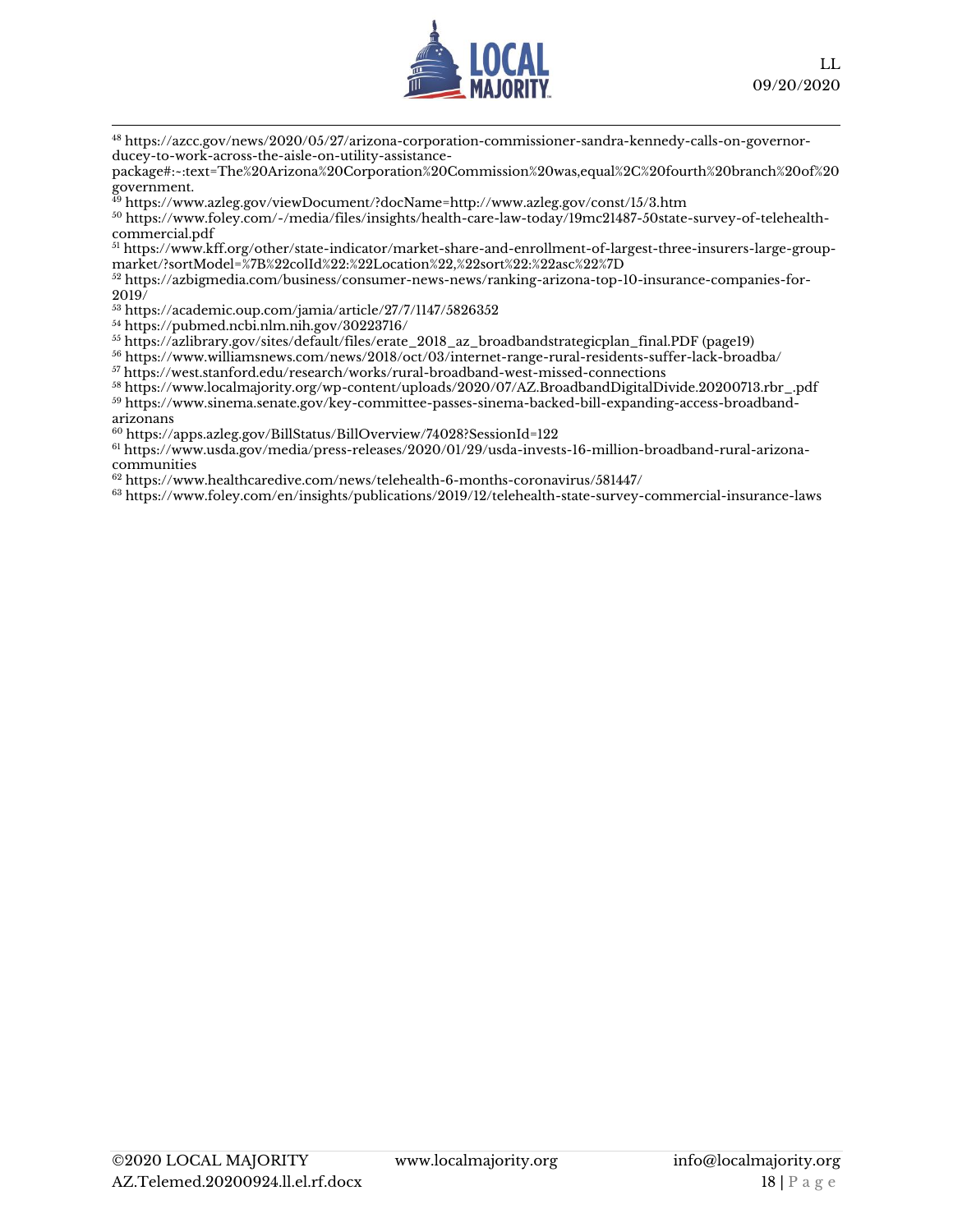[48] https://azcc.gov/news/2020/05/27/arizona-corporation-commissioner-sandra-kennedy-calls-on-governor-ducey-to-work-across-the-aisle-on-utility-assistance-package#:~:text=The%20Arizona%20Corporation%20Commission%20was,equal%2C%20fourth%20branch%20of%20government.

[49] https://www.azleg.gov/viewDocument/?docName=http://www.azleg.gov/const/15/3.htm

[50] https://www.foley.com/-/media/files/insights/health-care-law-today/19mc21487-50state-survey-of-telehealth-commercial.pdf

[51] https://www.kff.org/other/state-indicator/market-share-and-enrollment-of-largest-three-insurers-large-group-market/?sortModel=%7B%22colId%22:%22Location%22,%22sort%22:%22asc%22%7D

[52] https://azbigmedia.com/business/consumer-news-news/ranking-arizona-top-10-insurance-companies-for-2019/

[53] https://academic.oup.com/jamia/article/27/7/1147/5826352

[54] https://pubmed.ncbi.nlm.nih.gov/30223716/

[55] https://azlibrary.gov/sites/default/files/erate_2018_az_broadbandstrategicplan_final.PDF (page19)

[56] https://www.williamsnews.com/news/2018/oct/03/internet-range-rural-residents-suffer-lack-broadba/

[57] https://west.stanford.edu/research/works/rural-broadband-west-missed-connections

[58] https://www.localmajority.org/wp-content/uploads/2020/07/AZ.BroadbandDigitalDivide.20200713.rbr_.pdf

[59] https://www.sinema.senate.gov/key-committee-passes-sinema-backed-bill-expanding-access-broadband-arizonans

[60] https://apps.azleg.gov/BillStatus/BillOverview/74028?SessionId=122

[61] https://www.usda.gov/media/press-releases/2020/01/29/usda-invests-16-million-broadband-rural-arizona-communities

[62] https://www.healthcaredive.com/news/telehealth-6-months-coronavirus/581447/

[63] https://www.foley.com/en/insights/publications/2019/12/telehealth-state-survey-commercial-insurance-laws